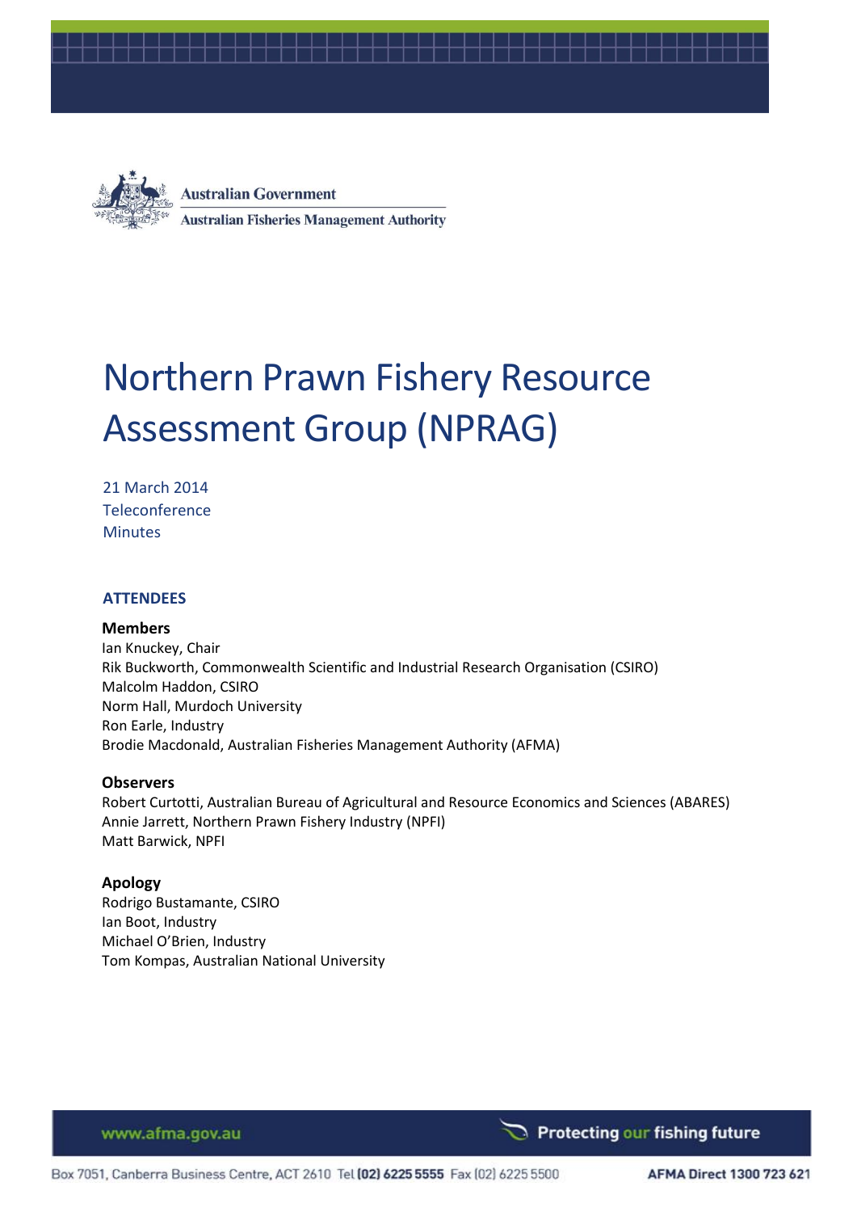Australian Government

Australian Fisheries Management Authority

# Northern Prawn Fishery Resource Assessment Group (NPRAG)

21 March 2014
Teleconference
Minutes

## ATTENDEES

**Members**
Ian Knuckey, Chair
Rik Buckworth, Commonwealth Scientific and Industrial Research Organisation (CSIRO)
Malcolm Haddon, CSIRO
Norm Hall, Murdoch University
Ron Earle, Industry
Brodie Macdonald, Australian Fisheries Management Authority (AFMA)

**Observers**
Robert Curtotti, Australian Bureau of Agricultural and Resource Economics and Sciences (ABARES)
Annie Jarrett, Northern Prawn Fishery Industry (NPFI)
Matt Barwick, NPFI

**Apology**
Rodrigo Bustamante, CSIRO
Ian Boot, Industry
Michael O'Brien, Industry
Tom Kompas, Australian National University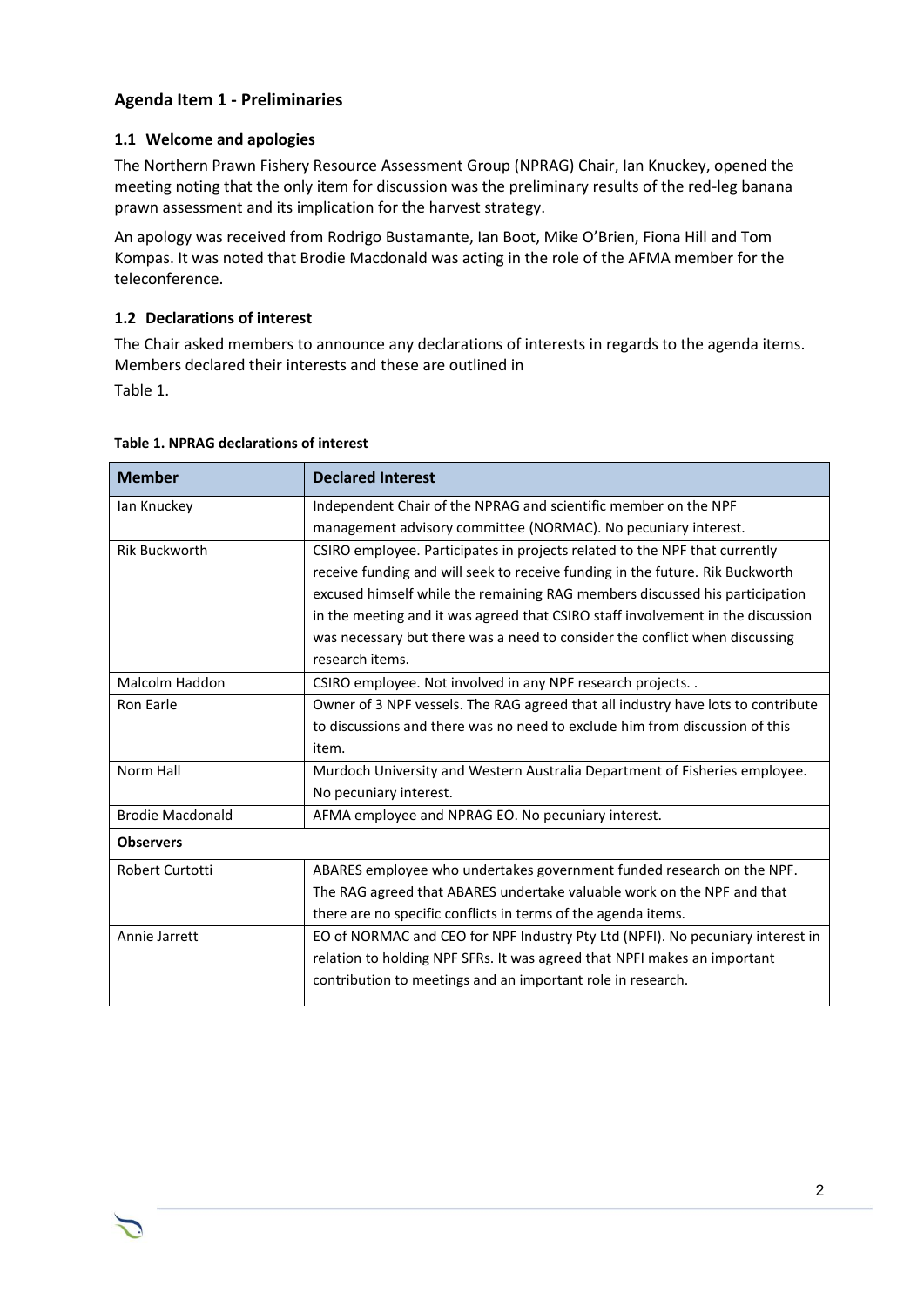## Agenda Item 1 - Preliminaries

### 1.1 Welcome and apologies

The Northern Prawn Fishery Resource Assessment Group (NPRAG) Chair, Ian Knuckey, opened the meeting noting that the only item for discussion was the preliminary results of the red-leg banana prawn assessment and its implication for the harvest strategy.

An apology was received from Rodrigo Bustamante, Ian Boot, Mike O'Brien, Fiona Hill and Tom Kompas. It was noted that Brodie Macdonald was acting in the role of the AFMA member for the teleconference.

### 1.2 Declarations of interest

The Chair asked members to announce any declarations of interests in regards to the agenda items. Members declared their interests and these are outlined in Table 1.

**Table 1. NPRAG declarations of interest**

| Member | Declared Interest |
|---|---|
| Ian Knuckey | Independent Chair of the NPRAG and scientific member on the NPF management advisory committee (NORMAC). No pecuniary interest. |
| Rik Buckworth | CSIRO employee. Participates in projects related to the NPF that currently receive funding and will seek to receive funding in the future. Rik Buckworth excused himself while the remaining RAG members discussed his participation in the meeting and it was agreed that CSIRO staff involvement in the discussion was necessary but there was a need to consider the conflict when discussing research items. |
| Malcolm Haddon | CSIRO employee. Not involved in any NPF research projects. . |
| Ron Earle | Owner of 3 NPF vessels. The RAG agreed that all industry have lots to contribute to discussions and there was no need to exclude him from discussion of this item. |
| Norm Hall | Murdoch University and Western Australia Department of Fisheries employee. No pecuniary interest. |
| Brodie Macdonald | AFMA employee and NPRAG EO. No pecuniary interest. |
| **Observers** | |
| Robert Curtotti | ABARES employee who undertakes government funded research on the NPF. The RAG agreed that ABARES undertake valuable work on the NPF and that there are no specific conflicts in terms of the agenda items. |
| Annie Jarrett | EO of NORMAC and CEO for NPF Industry Pty Ltd (NPFI). No pecuniary interest in relation to holding NPF SFRs. It was agreed that NPFI makes an important contribution to meetings and an important role in research. |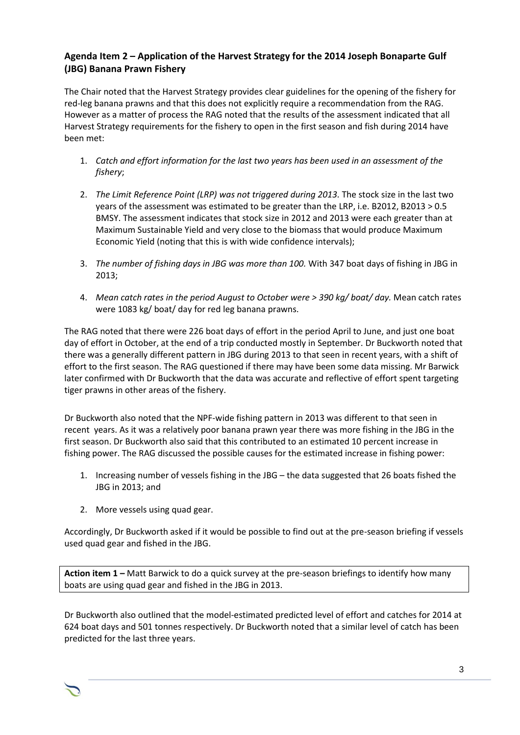### Agenda Item 2 – Application of the Harvest Strategy for the 2014 Joseph Bonaparte Gulf (JBG) Banana Prawn Fishery

The Chair noted that the Harvest Strategy provides clear guidelines for the opening of the fishery for red-leg banana prawns and that this does not explicitly require a recommendation from the RAG. However as a matter of process the RAG noted that the results of the assessment indicated that all Harvest Strategy requirements for the fishery to open in the first season and fish during 2014 have been met:

1. *Catch and effort information for the last two years has been used in an assessment of the fishery*;
2. *The Limit Reference Point (LRP) was not triggered during 2013.* The stock size in the last two years of the assessment was estimated to be greater than the LRP, i.e. B2012, B2013 > 0.5 BMSY. The assessment indicates that stock size in 2012 and 2013 were each greater than at Maximum Sustainable Yield and very close to the biomass that would produce Maximum Economic Yield (noting that this is with wide confidence intervals);
3. *The number of fishing days in JBG was more than 100.* With 347 boat days of fishing in JBG in 2013;
4. *Mean catch rates in the period August to October were > 390 kg/ boat/ day.* Mean catch rates were 1083 kg/ boat/ day for red leg banana prawns.

The RAG noted that there were 226 boat days of effort in the period April to June, and just one boat day of effort in October, at the end of a trip conducted mostly in September. Dr Buckworth noted that there was a generally different pattern in JBG during 2013 to that seen in recent years, with a shift of effort to the first season. The RAG questioned if there may have been some data missing. Mr Barwick later confirmed with Dr Buckworth that the data was accurate and reflective of effort spent targeting tiger prawns in other areas of the fishery.

Dr Buckworth also noted that the NPF-wide fishing pattern in 2013 was different to that seen in recent years. As it was a relatively poor banana prawn year there was more fishing in the JBG in the first season. Dr Buckworth also said that this contributed to an estimated 10 percent increase in fishing power. The RAG discussed the possible causes for the estimated increase in fishing power:

1. Increasing number of vessels fishing in the JBG – the data suggested that 26 boats fished the JBG in 2013; and
2. More vessels using quad gear.

Accordingly, Dr Buckworth asked if it would be possible to find out at the pre-season briefing if vessels used quad gear and fished in the JBG.

**Action item 1 –** Matt Barwick to do a quick survey at the pre-season briefings to identify how many boats are using quad gear and fished in the JBG in 2013.

Dr Buckworth also outlined that the model-estimated predicted level of effort and catches for 2014 at 624 boat days and 501 tonnes respectively. Dr Buckworth noted that a similar level of catch has been predicted for the last three years.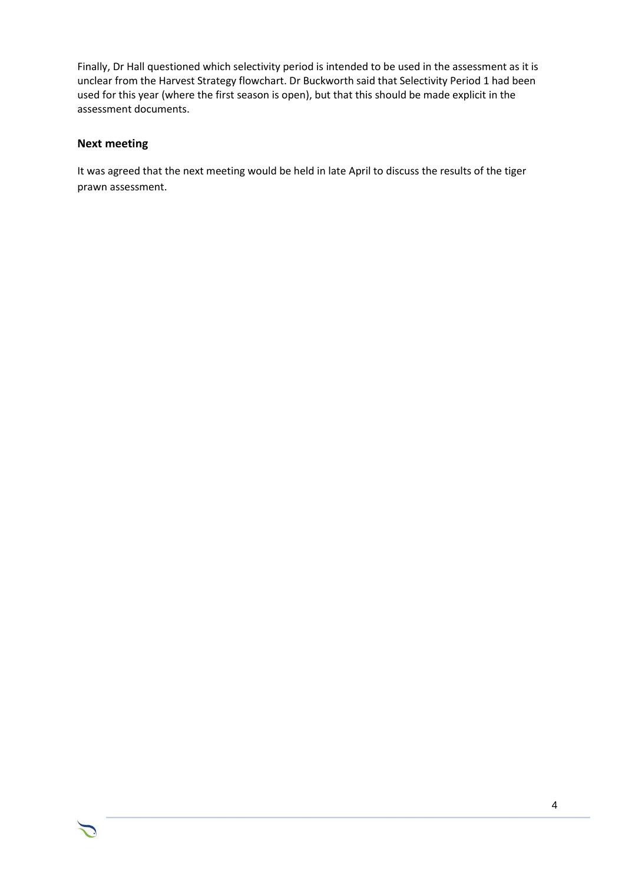Finally, Dr Hall questioned which selectivity period is intended to be used in the assessment as it is unclear from the Harvest Strategy flowchart. Dr Buckworth said that Selectivity Period 1 had been used for this year (where the first season is open), but that this should be made explicit in the assessment documents.

## Next meeting

It was agreed that the next meeting would be held in late April to discuss the results of the tiger prawn assessment.